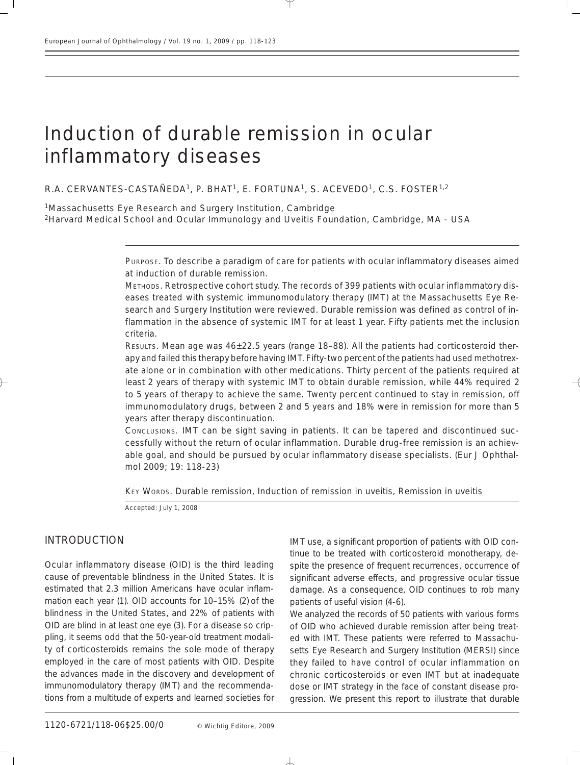# Induction of durable remission in ocular inflammatory diseases

R.A. CERVANTES-CASTAÑEDA[1], P. BHAT[1], E. FORTUNA[1], S. ACEVEDO[1], C.S. FOSTER[1,2]

[1]Massachusetts Eye Research and Surgery Institution, Cambridge
[2]Harvard Medical School and Ocular Immunology and Uveitis Foundation, Cambridge, MA - USA

PURPOSE. To describe a paradigm of care for patients with ocular inflammatory diseases aimed at induction of durable remission.

METHODS. Retrospective cohort study. The records of 399 patients with ocular inflammatory diseases treated with systemic immunomodulatory therapy (IMT) at the Massachusetts Eye Research and Surgery Institution were reviewed. Durable remission was defined as control of inflammation in the absence of systemic IMT for at least 1 year. Fifty patients met the inclusion criteria.

RESULTS. Mean age was 46±22.5 years (range 18–88). All the patients had corticosteroid therapy and failed this therapy before having IMT. Fifty-two percent of the patients had used methotrexate alone or in combination with other medications. Thirty percent of the patients required at least 2 years of therapy with systemic IMT to obtain durable remission, while 44% required 2 to 5 years of therapy to achieve the same. Twenty percent continued to stay in remission, off immunomodulatory drugs, between 2 and 5 years and 18% were in remission for more than 5 years after therapy discontinuation.

CONCLUSIONS. IMT can be sight saving in patients. It can be tapered and discontinued successfully without the return of ocular inflammation. Durable drug-free remission is an achievable goal, and should be pursued by ocular inflammatory disease specialists. (Eur J Ophthalmol 2009; 19: 118-23)

KEY WORDS. Durable remission, Induction of remission in uveitis, Remission in uveitis

Accepted: July 1, 2008

## INTRODUCTION

Ocular inflammatory disease (OID) is the third leading cause of preventable blindness in the United States. It is estimated that 2.3 million Americans have ocular inflammation each year (1). OID accounts for 10–15% (2) of the blindness in the United States, and 22% of patients with OID are blind in at least one eye (3). For a disease so crippling, it seems odd that the 50-year-old treatment modality of corticosteroids remains the sole mode of therapy employed in the care of most patients with OID. Despite the advances made in the discovery and development of immunomodulatory therapy (IMT) and the recommendations from a multitude of experts and learned societies for IMT use, a significant proportion of patients with OID continue to be treated with corticosteroid monotherapy, despite the presence of frequent recurrences, occurrence of significant adverse effects, and progressive ocular tissue damage. As a consequence, OID continues to rob many patients of useful vision (4-6).

We analyzed the records of 50 patients with various forms of OID who achieved durable remission after being treated with IMT. These patients were referred to Massachusetts Eye Research and Surgery Institution (MERSI) since they failed to have control of ocular inflammation on chronic corticosteroids or even IMT but at inadequate dose or IMT strategy in the face of constant disease progression. We present this report to illustrate that durable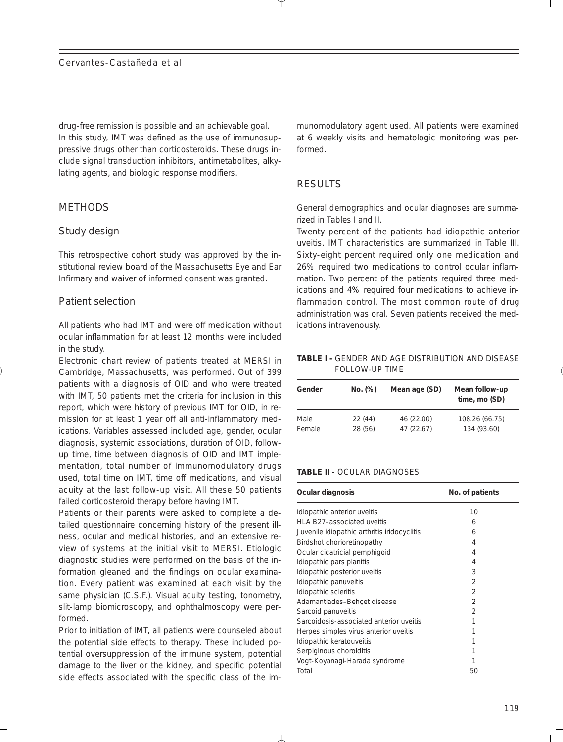drug-free remission is possible and an achievable goal.

In this study, IMT was defined as the use of immunosuppressive drugs other than corticosteroids. These drugs include signal transduction inhibitors, antimetabolites, alkylating agents, and biologic response modifiers.

## METHODS

### Study design

This retrospective cohort study was approved by the institutional review board of the Massachusetts Eye and Ear Infirmary and waiver of informed consent was granted.

### Patient selection

All patients who had IMT and were off medication without ocular inflammation for at least 12 months were included in the study.

Electronic chart review of patients treated at MERSI in Cambridge, Massachusetts, was performed. Out of 399 patients with a diagnosis of OID and who were treated with IMT, 50 patients met the criteria for inclusion in this report, which were history of previous IMT for OID, in remission for at least 1 year off all anti-inflammatory medications. Variables assessed included age, gender, ocular diagnosis, systemic associations, duration of OID, follow-up time, time between diagnosis of OID and IMT implementation, total number of immunomodulatory drugs used, total time on IMT, time off medications, and visual acuity at the last follow-up visit. All these 50 patients failed corticosteroid therapy before having IMT.

Patients or their parents were asked to complete a detailed questionnaire concerning history of the present illness, ocular and medical histories, and an extensive review of systems at the initial visit to MERSI. Etiologic diagnostic studies were performed on the basis of the information gleaned and the findings on ocular examination. Every patient was examined at each visit by the same physician (C.S.F.). Visual acuity testing, tonometry, slit-lamp biomicroscopy, and ophthalmoscopy were performed.

Prior to initiation of IMT, all patients were counseled about the potential side effects to therapy. These included potential oversuppression of the immune system, potential damage to the liver or the kidney, and specific potential side effects associated with the specific class of the immunomodulatory agent used. All patients were examined at 6 weekly visits and hematologic monitoring was performed.

## RESULTS

General demographics and ocular diagnoses are summarized in Tables I and II.

Twenty percent of the patients had idiopathic anterior uveitis. IMT characteristics are summarized in Table III. Sixty-eight percent required only one medication and 26% required two medications to control ocular inflammation. Two percent of the patients required three medications and 4% required four medications to achieve inflammation control. The most common route of drug administration was oral. Seven patients received the medications intravenously.

**TABLE I -** GENDER AND AGE DISTRIBUTION AND DISEASE FOLLOW-UP TIME

| Gender | No. (%) | Mean age (SD) | Mean follow-up time, mo (SD) |
|---|---|---|---|
| Male | 22 (44) | 46 (22.00) | 108.26 (66.75) |
| Female | 28 (56) | 47 (22.67) | 134 (93.60) |

**TABLE II -** OCULAR DIAGNOSES

| Ocular diagnosis | No. of patients |
|---|---|
| Idiopathic anterior uveitis | 10 |
| HLA B27–associated uveitis | 6 |
| Juvenile idiopathic arthritis iridocyclitis | 6 |
| Birdshot chorioretinopathy | 4 |
| Ocular cicatricial pemphigoid | 4 |
| Idiopathic pars planitis | 4 |
| Idiopathic posterior uveitis | 3 |
| Idiopathic panuveitis | 2 |
| Idiopathic scleritis | 2 |
| Adamantiades–Behçet disease | 2 |
| Sarcoid panuveitis | 2 |
| Sarcoidosis-associated anterior uveitis | 1 |
| Herpes simples virus anterior uveitis | 1 |
| Idiopathic keratouveitis | 1 |
| Serpiginous choroiditis | 1 |
| Vogt-Koyanagi-Harada syndrome | 1 |
| Total | 50 |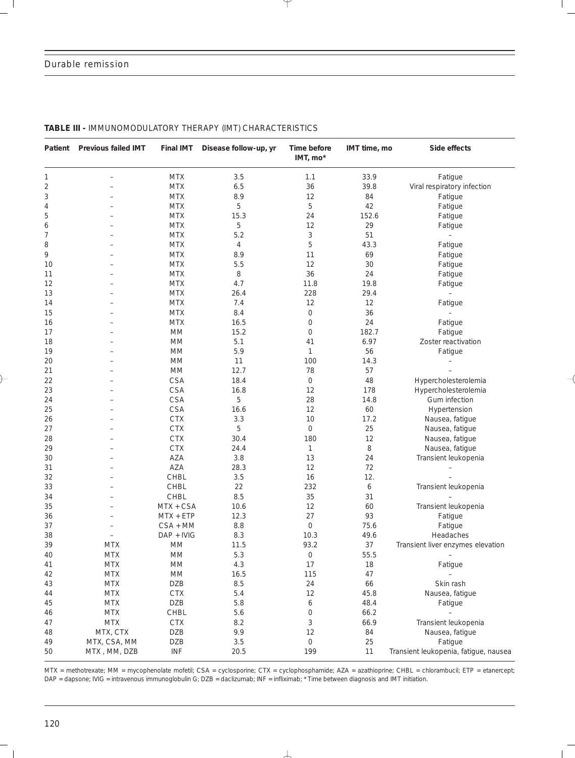**TABLE III -** IMMUNOMODULATORY THERAPY (IMT) CHARACTERISTICS

| Patient | Previous failed IMT | Final IMT | Disease follow-up, yr | Time before IMT, mo* | IMT time, mo | Side effects |
|---|---|---|---|---|---|---|
| 1 | – | MTX | 3.5 | 1.1 | 33.9 | Fatigue |
| 2 | – | MTX | 6.5 | 36 | 39.8 | Viral respiratory infection |
| 3 | – | MTX | 8.9 | 12 | 84 | Fatigue |
| 4 | – | MTX | 5 | 5 | 42 | Fatigue |
| 5 | – | MTX | 15.3 | 24 | 152.6 | Fatigue |
| 6 | – | MTX | 5 | 12 | 29 | Fatigue |
| 7 | – | MTX | 5.2 | 3 | 51 | – |
| 8 | – | MTX | 4 | 5 | 43.3 | Fatigue |
| 9 | – | MTX | 8.9 | 11 | 69 | Fatigue |
| 10 | – | MTX | 5.5 | 12 | 30 | Fatigue |
| 11 | – | MTX | 8 | 36 | 24 | Fatigue |
| 12 | – | MTX | 4.7 | 11.8 | 19.8 | Fatigue |
| 13 | – | MTX | 26.4 | 228 | 29.4 | – |
| 14 | – | MTX | 7.4 | 12 | 12 | Fatigue |
| 15 | – | MTX | 8.4 | 0 | 36 | – |
| 16 | – | MTX | 16.5 | 0 | 24 | Fatigue |
| 17 | – | MM | 15.2 | 0 | 182.7 | Fatigue |
| 18 | – | MM | 5.1 | 41 | 6.97 | Zoster reactivation |
| 19 | – | MM | 5.9 | 1 | 56 | Fatigue |
| 20 | – | MM | 11 | 100 | 14.3 | – |
| 21 | – | MM | 12.7 | 78 | 57 | – |
| 22 | – | CSA | 18.4 | 0 | 48 | Hypercholesterolemia |
| 23 | – | CSA | 16.8 | 12 | 178 | Hypercholesterolemia |
| 24 | – | CSA | 5 | 28 | 14.8 | Gum infection |
| 25 | – | CSA | 16.6 | 12 | 60 | Hypertension |
| 26 | – | CTX | 3.3 | 10 | 17.2 | Nausea, fatigue |
| 27 | – | CTX | 5 | 0 | 25 | Nausea, fatigue |
| 28 | – | CTX | 30.4 | 180 | 12 | Nausea, fatigue |
| 29 | – | CTX | 24.4 | 1 | 8 | Nausea, fatigue |
| 30 | – | AZA | 3.8 | 13 | 24 | Transient leukopenia |
| 31 | – | AZA | 28.3 | 12 | 72 | – |
| 32 | – | CHBL | 3.5 | 16 | 12. | – |
| 33 | – | CHBL | 22 | 232 | 6 | Transient leukopenia |
| 34 | – | CHBL | 8.5 | 35 | 31 | – |
| 35 | – | MTX + CSA | 10.6 | 12 | 60 | Transient leukopenia |
| 36 | – | MTX + ETP | 12.3 | 27 | 93 | Fatigue |
| 37 | – | CSA + MM | 8.8 | 0 | 75.6 | Fatigue |
| 38 | – | DAP + IVIG | 8.3 | 10.3 | 49.6 | Headaches |
| 39 | MTX | MM | 11.5 | 93.2 | 37 | Transient liver enzymes elevation |
| 40 | MTX | MM | 5.3 | 0 | 55.5 | – |
| 41 | MTX | MM | 4.3 | 17 | 18 | Fatigue |
| 42 | MTX | MM | 16.5 | 115 | 47 | – |
| 43 | MTX | DZB | 8.5 | 24 | 66 | Skin rash |
| 44 | MTX | CTX | 5.4 | 12 | 45.8 | Nausea, fatigue |
| 45 | MTX | DZB | 5.8 | 6 | 48.4 | Fatigue |
| 46 | MTX | CHBL | 5.6 | 0 | 66.2 | – |
| 47 | MTX | CTX | 8.2 | 3 | 66.9 | Transient leukopenia |
| 48 | MTX, CTX | DZB | 9.9 | 12 | 84 | Nausea, fatigue |
| 49 | MTX, CSA, MM | DZB | 3.5 | 0 | 25 | Fatigue |
| 50 | MTX , MM, DZB | INF | 20.5 | 199 | 11 | Transient leukopenia, fatigue, nausea |

MTX = methotrexate; MM = mycophenolate mofetil; CSA = cyclosporine; CTX = cyclophosphamide; AZA = azathioprine; CHBL = chlorambucil; ETP = etanercept; DAP = dapsone; IVIG = intravenous immunoglobulin G; DZB = daclizumab; INF = infliximab; * Time between diagnosis and IMT initiation.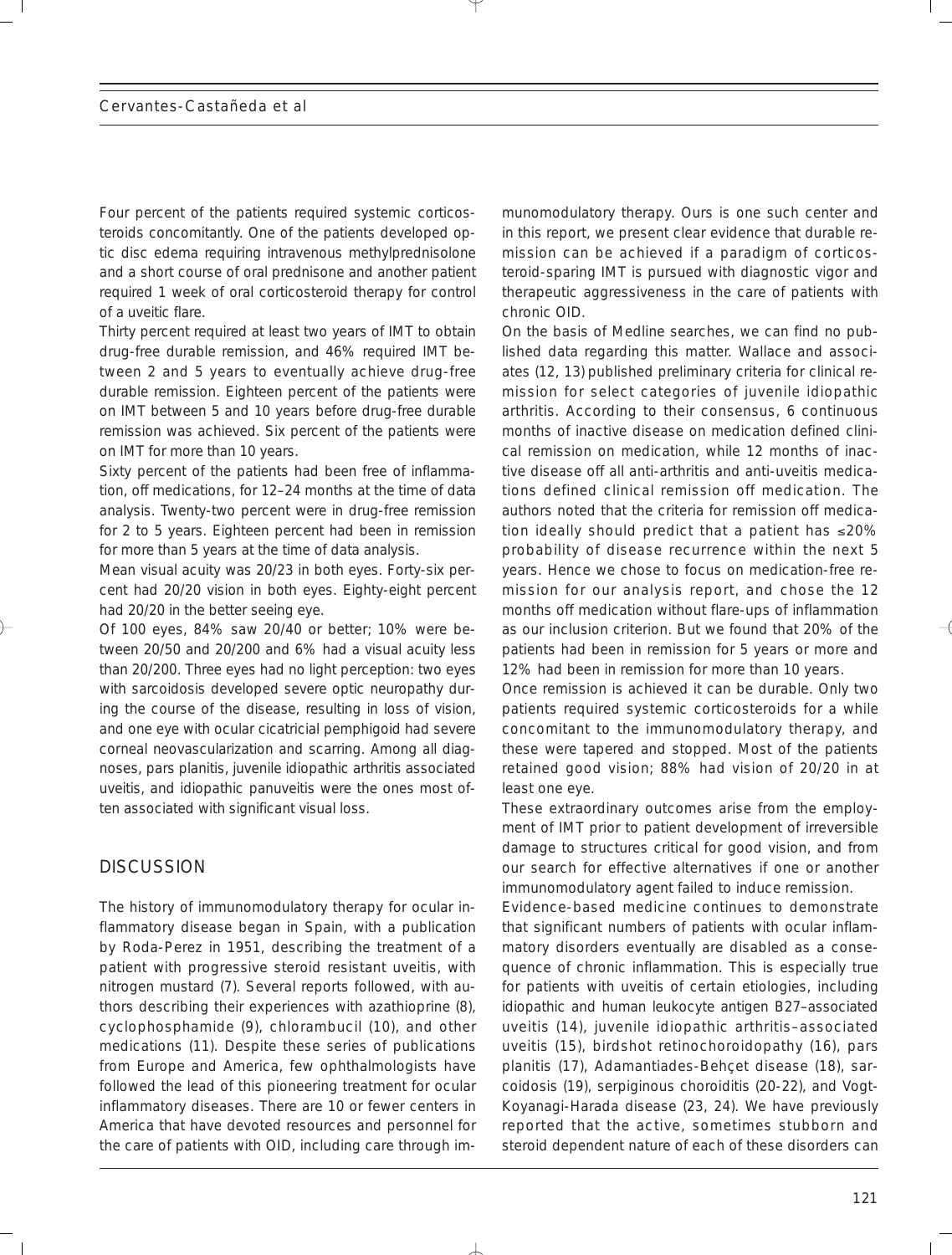Four percent of the patients required systemic corticosteroids concomitantly. One of the patients developed optic disc edema requiring intravenous methylprednisolone and a short course of oral prednisone and another patient required 1 week of oral corticosteroid therapy for control of a uveitic flare.

Thirty percent required at least two years of IMT to obtain drug-free durable remission, and 46% required IMT between 2 and 5 years to eventually achieve drug-free durable remission. Eighteen percent of the patients were on IMT between 5 and 10 years before drug-free durable remission was achieved. Six percent of the patients were on IMT for more than 10 years.

Sixty percent of the patients had been free of inflammation, off medications, for 12–24 months at the time of data analysis. Twenty-two percent were in drug-free remission for 2 to 5 years. Eighteen percent had been in remission for more than 5 years at the time of data analysis.

Mean visual acuity was 20/23 in both eyes. Forty-six percent had 20/20 vision in both eyes. Eighty-eight percent had 20/20 in the better seeing eye.

Of 100 eyes, 84% saw 20/40 or better; 10% were between 20/50 and 20/200 and 6% had a visual acuity less than 20/200. Three eyes had no light perception: two eyes with sarcoidosis developed severe optic neuropathy during the course of the disease, resulting in loss of vision, and one eye with ocular cicatricial pemphigoid had severe corneal neovascularization and scarring. Among all diagnoses, pars planitis, juvenile idiopathic arthritis associated uveitis, and idiopathic panuveitis were the ones most often associated with significant visual loss.

## DISCUSSION

The history of immunomodulatory therapy for ocular inflammatory disease began in Spain, with a publication by Roda-Perez in 1951, describing the treatment of a patient with progressive steroid resistant uveitis, with nitrogen mustard (7). Several reports followed, with authors describing their experiences with azathioprine (8), cyclophosphamide (9), chlorambucil (10), and other medications (11). Despite these series of publications from Europe and America, few ophthalmologists have followed the lead of this pioneering treatment for ocular inflammatory diseases. There are 10 or fewer centers in America that have devoted resources and personnel for the care of patients with OID, including care through immunomodulatory therapy. Ours is one such center and in this report, we present clear evidence that durable remission can be achieved if a paradigm of corticosteroid-sparing IMT is pursued with diagnostic vigor and therapeutic aggressiveness in the care of patients with chronic OID.

On the basis of Medline searches, we can find no published data regarding this matter. Wallace and associates (12, 13) published preliminary criteria for clinical remission for select categories of juvenile idiopathic arthritis. According to their consensus, 6 continuous months of inactive disease on medication defined clinical remission on medication, while 12 months of inactive disease off all anti-arthritis and anti-uveitis medications defined clinical remission off medication. The authors noted that the criteria for remission off medication ideally should predict that a patient has ≤20% probability of disease recurrence within the next 5 years. Hence we chose to focus on medication-free remission for our analysis report, and chose the 12 months off medication without flare-ups of inflammation as our inclusion criterion. But we found that 20% of the patients had been in remission for 5 years or more and 12% had been in remission for more than 10 years.

Once remission is achieved it can be durable. Only two patients required systemic corticosteroids for a while concomitant to the immunomodulatory therapy, and these were tapered and stopped. Most of the patients retained good vision; 88% had vision of 20/20 in at least one eye.

These extraordinary outcomes arise from the employment of IMT prior to patient development of irreversible damage to structures critical for good vision, and from our search for effective alternatives if one or another immunomodulatory agent failed to induce remission.

Evidence-based medicine continues to demonstrate that significant numbers of patients with ocular inflammatory disorders eventually are disabled as a consequence of chronic inflammation. This is especially true for patients with uveitis of certain etiologies, including idiopathic and human leukocyte antigen B27–associated uveitis (14), juvenile idiopathic arthritis–associated uveitis (15), birdshot retinochoroidopathy (16), pars planitis (17), Adamantiades-Behçet disease (18), sarcoidosis (19), serpiginous choroiditis (20-22), and Vogt-Koyanagi-Harada disease (23, 24). We have previously reported that the active, sometimes stubborn and steroid dependent nature of each of these disorders can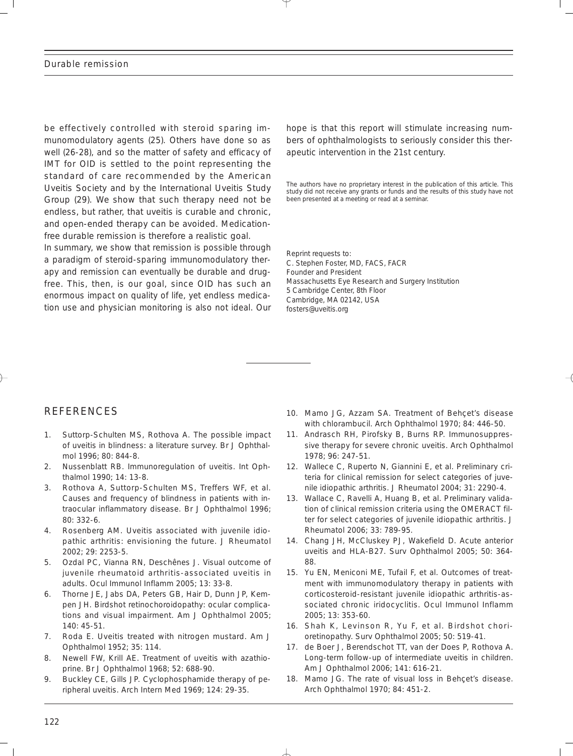be effectively controlled with steroid sparing immunomodulatory agents (25). Others have done so as well (26-28), and so the matter of safety and efficacy of IMT for OID is settled to the point representing the standard of care recommended by the American Uveitis Society and by the International Uveitis Study Group (29). We show that such therapy need not be endless, but rather, that uveitis is curable and chronic, and open-ended therapy can be avoided. Medication-free durable remission is therefore a realistic goal.

In summary, we show that remission is possible through a paradigm of steroid-sparing immunomodulatory therapy and remission can eventually be durable and drug-free. This, then, is our goal, since OID has such an enormous impact on quality of life, yet endless medication use and physician monitoring is also not ideal. Our hope is that this report will stimulate increasing numbers of ophthalmologists to seriously consider this therapeutic intervention in the 21st century.

The authors have no proprietary interest in the publication of this article. This study did not receive any grants or funds and the results of this study have not been presented at a meeting or read at a seminar.

Reprint requests to:
C. Stephen Foster, MD, FACS, FACR
Founder and President
Massachusetts Eye Research and Surgery Institution
5 Cambridge Center, 8th Floor
Cambridge, MA 02142, USA
fosters@uveitis.org

## REFERENCES

1. Suttorp-Schulten MS, Rothova A. The possible impact of uveitis in blindness: a literature survey. Br J Ophthalmol 1996; 80: 844-8.
2. Nussenblatt RB. Immunoregulation of uveitis. Int Ophthalmol 1990; 14: 13-8.
3. Rothova A, Suttorp-Schulten MS, Treffers WF, et al. Causes and frequency of blindness in patients with intraocular inflammatory disease. Br J Ophthalmol 1996; 80: 332-6.
4. Rosenberg AM. Uveitis associated with juvenile idiopathic arthritis: envisioning the future. J Rheumatol 2002; 29: 2253-5.
5. Ozdal PC, Vianna RN, Deschênes J. Visual outcome of juvenile rheumatoid arthritis-associated uveitis in adults. Ocul Immunol Inflamm 2005; 13: 33-8.
6. Thorne JE, Jabs DA, Peters GB, Hair D, Dunn JP, Kempen JH. Birdshot retinochoroidopathy: ocular complications and visual impairment. Am J Ophthalmol 2005; 140: 45-51.
7. Roda E. Uveitis treated with nitrogen mustard. Am J Ophthalmol 1952; 35: 114.
8. Newell FW, Krill AE. Treatment of uveitis with azathioprine. Br J Ophthalmol 1968; 52: 688-90.
9. Buckley CE, Gills JP. Cyclophosphamide therapy of peripheral uveitis. Arch Intern Med 1969; 124: 29-35.
10. Mamo JG, Azzam SA. Treatment of Behçet's disease with chlorambucil. Arch Ophthalmol 1970; 84: 446-50.
11. Andrasch RH, Pirofsky B, Burns RP. Immunosuppressive therapy for severe chronic uveitis. Arch Ophthalmol 1978; 96: 247-51.
12. Wallece C, Ruperto N, Giannini E, et al. Preliminary criteria for clinical remission for select categories of juvenile idiopathic arthritis. J Rheumatol 2004; 31: 2290-4.
13. Wallace C, Ravelli A, Huang B, et al. Preliminary validation of clinical remission criteria using the OMERACT filter for select categories of juvenile idiopathic arthritis. J Rheumatol 2006; 33: 789-95.
14. Chang JH, McCluskey PJ, Wakefield D. Acute anterior uveitis and HLA-B27. Surv Ophthalmol 2005; 50: 364-88.
15. Yu EN, Meniconi ME, Tufail F, et al. Outcomes of treatment with immunomodulatory therapy in patients with corticosteroid-resistant juvenile idiopathic arthritis-associated chronic iridocyclitis. Ocul Immunol Inflamm 2005; 13: 353-60.
16. Shah K, Levinson R, Yu F, et al. Birdshot chorioretinopathy. Surv Ophthalmol 2005; 50: 519-41.
17. de Boer J, Berendschot TT, van der Does P, Rothova A. Long-term follow-up of intermediate uveitis in children. Am J Ophthalmol 2006; 141: 616-21.
18. Mamo JG. The rate of visual loss in Behçet's disease. Arch Ophthalmol 1970; 84: 451-2.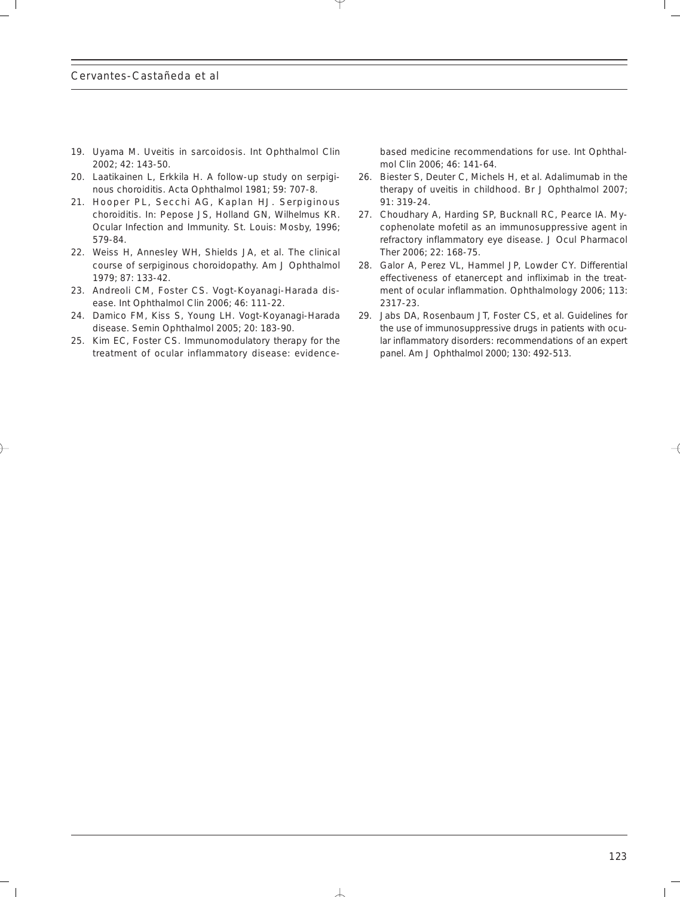19. Uyama M. Uveitis in sarcoidosis. Int Ophthalmol Clin 2002; 42: 143-50.
20. Laatikainen L, Erkkila H. A follow-up study on serpiginous choroiditis. Acta Ophthalmol 1981; 59: 707-8.
21. Hooper PL, Secchi AG, Kaplan HJ. Serpiginous choroiditis. In: Pepose JS, Holland GN, Wilhelmus KR. Ocular Infection and Immunity. St. Louis: Mosby, 1996; 579-84.
22. Weiss H, Annesley WH, Shields JA, et al. The clinical course of serpiginous choroidopathy. Am J Ophthalmol 1979; 87: 133-42.
23. Andreoli CM, Foster CS. Vogt-Koyanagi-Harada disease. Int Ophthalmol Clin 2006; 46: 111-22.
24. Damico FM, Kiss S, Young LH. Vogt-Koyanagi-Harada disease. Semin Ophthalmol 2005; 20: 183-90.
25. Kim EC, Foster CS. Immunomodulatory therapy for the treatment of ocular inflammatory disease: evidence-based medicine recommendations for use. Int Ophthalmol Clin 2006; 46: 141-64.
26. Biester S, Deuter C, Michels H, et al. Adalimumab in the therapy of uveitis in childhood. Br J Ophthalmol 2007; 91: 319-24.
27. Choudhary A, Harding SP, Bucknall RC, Pearce IA. Mycophenolate mofetil as an immunosuppressive agent in refractory inflammatory eye disease. J Ocul Pharmacol Ther 2006; 22: 168-75.
28. Galor A, Perez VL, Hammel JP, Lowder CY. Differential effectiveness of etanercept and infliximab in the treatment of ocular inflammation. Ophthalmology 2006; 113: 2317-23.
29. Jabs DA, Rosenbaum JT, Foster CS, et al. Guidelines for the use of immunosuppressive drugs in patients with ocular inflammatory disorders: recommendations of an expert panel. Am J Ophthalmol 2000; 130: 492-513.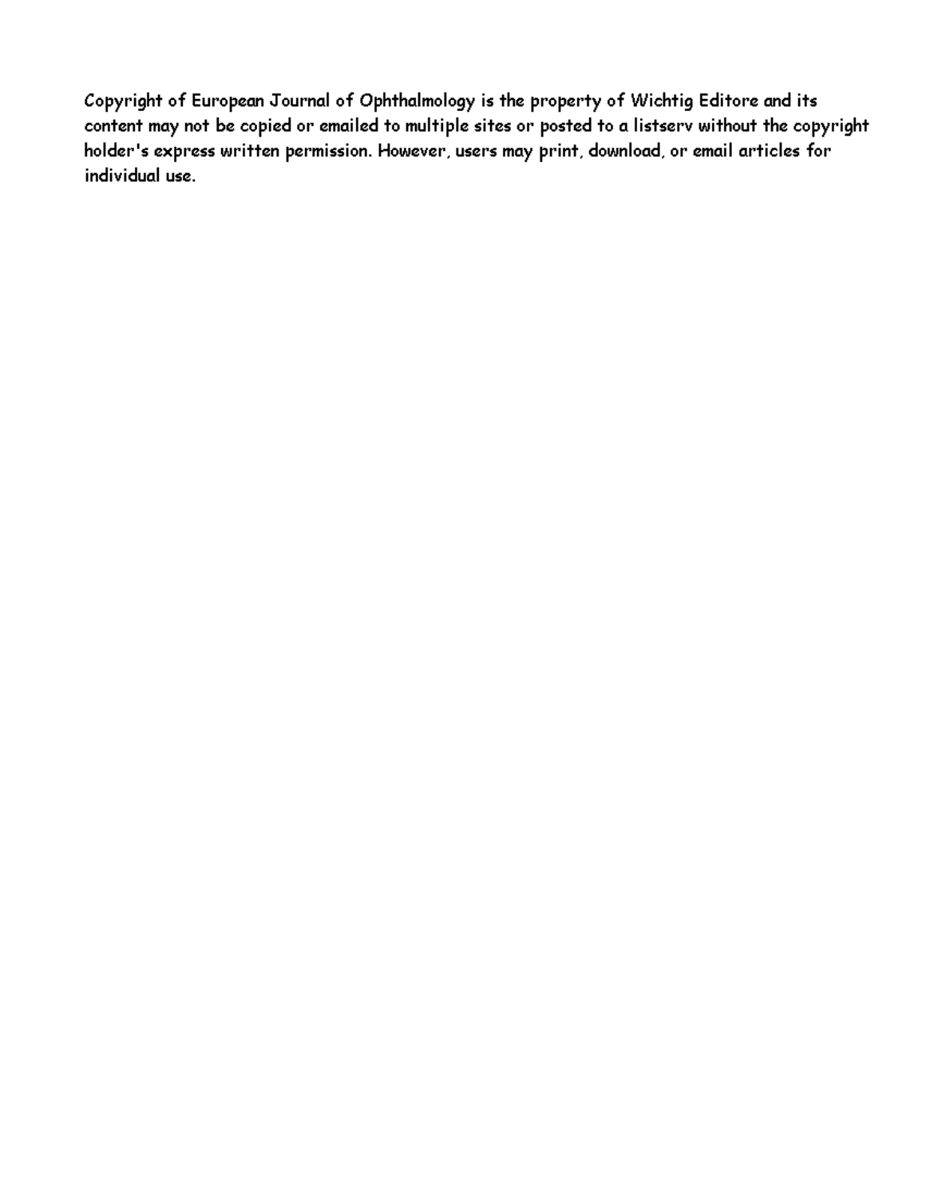Copyright of European Journal of Ophthalmology is the property of Wichtig Editore and its content may not be copied or emailed to multiple sites or posted to a listserv without the copyright holder's express written permission. However, users may print, download, or email articles for individual use.